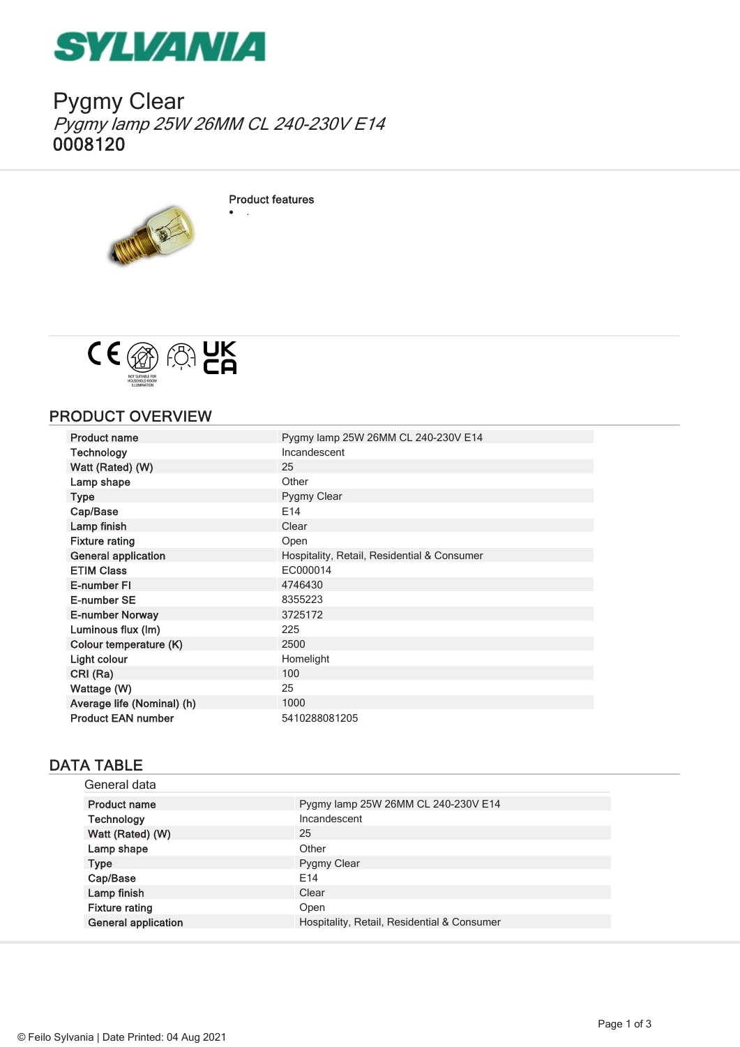# Pygmy Clear

*Pygmy lamp 25W 26MM CL 240-230V E14*

**0008120**

**Product features**

- .

NOT SUITABLE FOR HOUSEHOLD ROOM ILLUMINATION

## PRODUCT OVERVIEW

| | |
|---|---|
| Product name | Pygmy lamp 25W 26MM CL 240-230V E14 |
| Technology | Incandescent |
| Watt (Rated) (W) | 25 |
| Lamp shape | Other |
| Type | Pygmy Clear |
| Cap/Base | E14 |
| Lamp finish | Clear |
| Fixture rating | Open |
| General application | Hospitality, Retail, Residential & Consumer |
| ETIM Class | EC000014 |
| E-number FI | 4746430 |
| E-number SE | 8355223 |
| E-number Norway | 3725172 |
| Luminous flux (lm) | 225 |
| Colour temperature (K) | 2500 |
| Light colour | Homelight |
| CRI (Ra) | 100 |
| Wattage (W) | 25 |
| Average life (Nominal) (h) | 1000 |
| Product EAN number | 5410288081205 |

## DATA TABLE

### General data

| | |
|---|---|
| Product name | Pygmy lamp 25W 26MM CL 240-230V E14 |
| Technology | Incandescent |
| Watt (Rated) (W) | 25 |
| Lamp shape | Other |
| Type | Pygmy Clear |
| Cap/Base | E14 |
| Lamp finish | Clear |
| Fixture rating | Open |
| General application | Hospitality, Retail, Residential & Consumer |

© Feilo Sylvania | Date Printed: 04 Aug 2021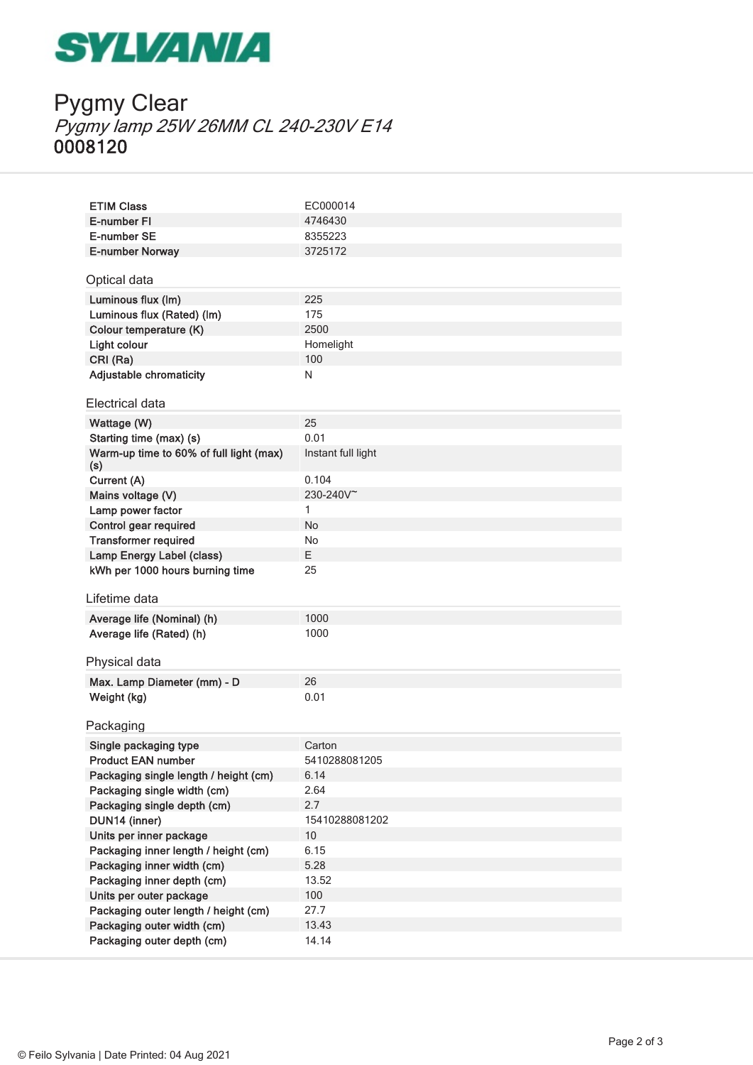# SYLVANIA

## Pygmy Clear

*Pygmy lamp 25W 26MM CL 240-230V E14*

**0008120**

| | |
|---|---|
| ETIM Class | EC000014 |
| E-number FI | 4746430 |
| E-number SE | 8355223 |
| E-number Norway | 3725172 |

### Optical data

| | |
|---|---|
| Luminous flux (lm) | 225 |
| Luminous flux (Rated) (lm) | 175 |
| Colour temperature (K) | 2500 |
| Light colour | Homelight |
| CRI (Ra) | 100 |
| Adjustable chromaticity | N |

### Electrical data

| | |
|---|---|
| Wattage (W) | 25 |
| Starting time (max) (s) | 0.01 |
| Warm-up time to 60% of full light (max) (s) | Instant full light |
| Current (A) | 0.104 |
| Mains voltage (V) | 230-240V~ |
| Lamp power factor | 1 |
| Control gear required | No |
| Transformer required | No |
| Lamp Energy Label (class) | E |
| kWh per 1000 hours burning time | 25 |

### Lifetime data

| | |
|---|---|
| Average life (Nominal) (h) | 1000 |
| Average life (Rated) (h) | 1000 |

### Physical data

| | |
|---|---|
| Max. Lamp Diameter (mm) - D | 26 |
| Weight (kg) | 0.01 |

### Packaging

| | |
|---|---|
| Single packaging type | Carton |
| Product EAN number | 5410288081205 |
| Packaging single length / height (cm) | 6.14 |
| Packaging single width (cm) | 2.64 |
| Packaging single depth (cm) | 2.7 |
| DUN14 (inner) | 15410288081202 |
| Units per inner package | 10 |
| Packaging inner length / height (cm) | 6.15 |
| Packaging inner width (cm) | 5.28 |
| Packaging inner depth (cm) | 13.52 |
| Units per outer package | 100 |
| Packaging outer length / height (cm) | 27.7 |
| Packaging outer width (cm) | 13.43 |
| Packaging outer depth (cm) | 14.14 |

© Feilo Sylvania | Date Printed: 04 Aug 2021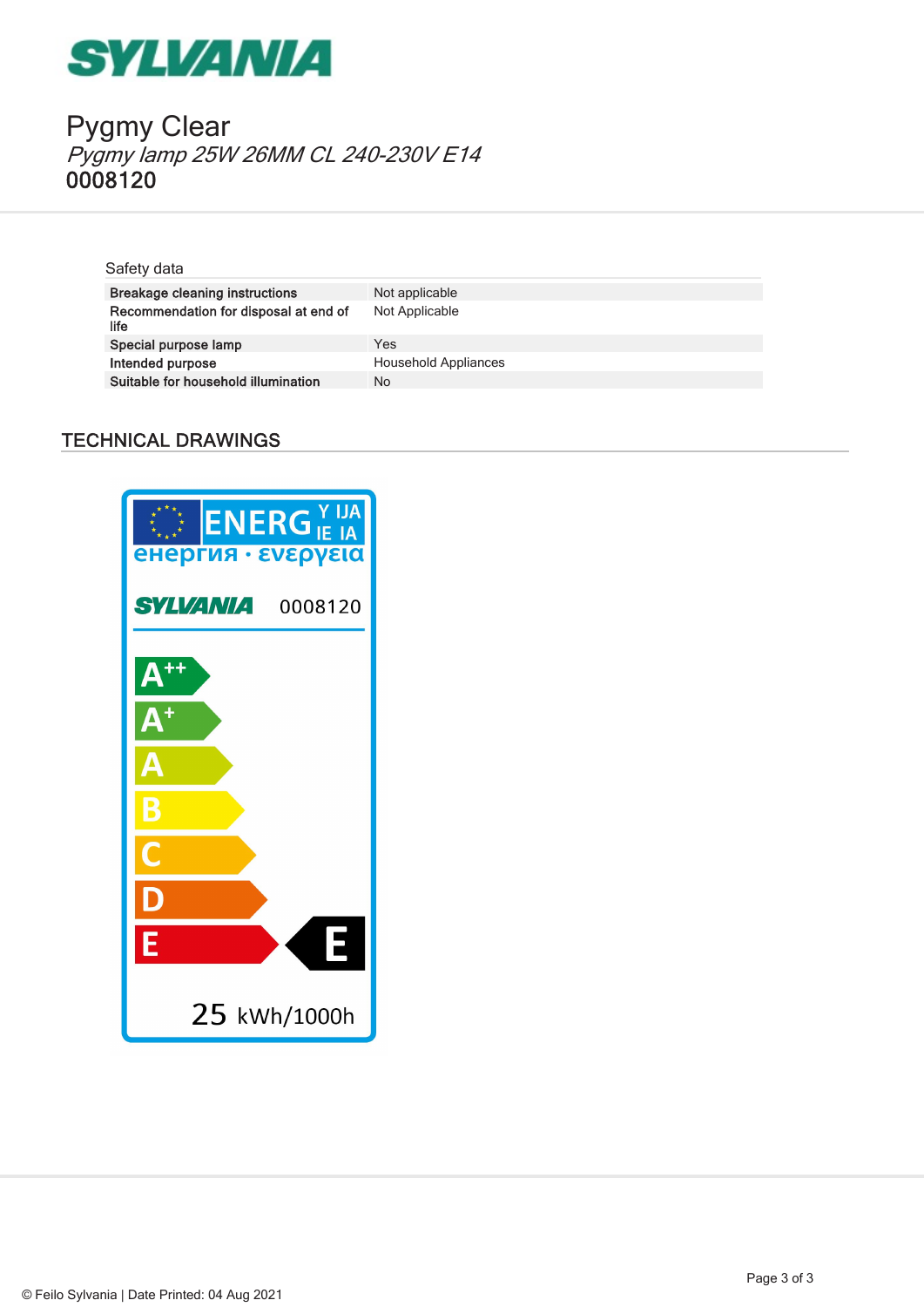# Pygmy Clear

*Pygmy lamp 25W 26MM CL 240-230V E14*

**0008120**

Safety data

| | |
|---|---|
| **Breakage cleaning instructions** | Not applicable |
| **Recommendation for disposal at end of life** | Not Applicable |
| **Special purpose lamp** | Yes |
| **Intended purpose** | Household Appliances |
| **Suitable for household illumination** | No |

## TECHNICAL DRAWINGS

ENERGY IJA IE IA

енергия · ενεργεια

SYLVANIA 0008120

A++

A+

A

B

C

D

E

E

25 kWh/1000h

© Feilo Sylvania | Date Printed: 04 Aug 2021